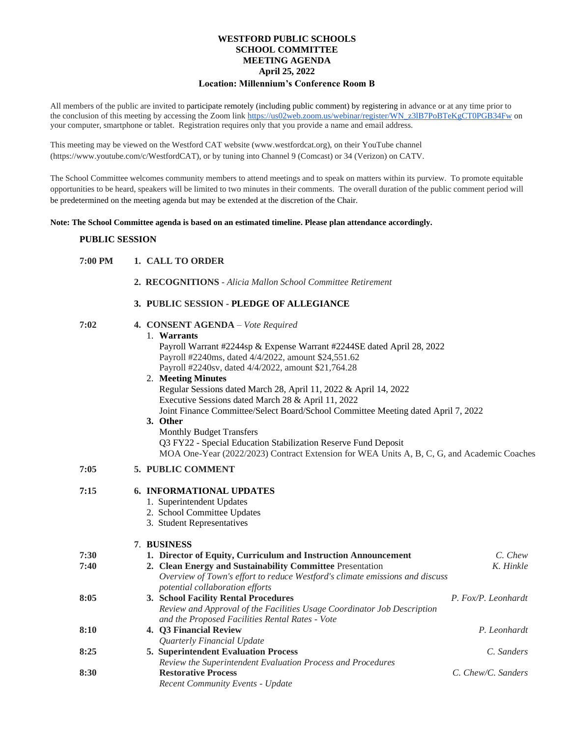# WESTFORD PUBLIC SCHOOLS
## SCHOOL COMMITTEE
## MEETING AGENDA
## April 25, 2022
### Location: Millennium's Conference Room B

All members of the public are invited to participate remotely (including public comment) by registering in advance or at any time prior to the conclusion of this meeting by accessing the Zoom link https://us02web.zoom.us/webinar/register/WN_z3lB7PoBTeKgCT0PGB34Fw on your computer, smartphone or tablet. Registration requires only that you provide a name and email address.

This meeting may be viewed on the Westford CAT website (www.westfordcat.org), on their YouTube channel (https://www.youtube.com/c/WestfordCAT), or by tuning into Channel 9 (Comcast) or 34 (Verizon) on CATV.

The School Committee welcomes community members to attend meetings and to speak on matters within its purview. To promote equitable opportunities to be heard, speakers will be limited to two minutes in their comments. The overall duration of the public comment period will be predetermined on the meeting agenda but may be extended at the discretion of the Chair.

**Note: The School Committee agenda is based on an estimated timeline. Please plan attendance accordingly.**

**PUBLIC SESSION**

**7:00 PM** **1. CALL TO ORDER**

**2. RECOGNITIONS** - *Alicia Mallon School Committee Retirement*

**3. PUBLIC SESSION - PLEDGE OF ALLEGIANCE**

**7:02** **4. CONSENT AGENDA** – *Vote Required*

1. **Warrants**
   Payroll Warrant #2244sp & Expense Warrant #2244SE dated April 28, 2022
   Payroll #2240ms, dated 4/4/2022, amount $24,551.62
   Payroll #2240sv, dated 4/4/2022, amount $21,764.28
2. **Meeting Minutes**
   Regular Sessions dated March 28, April 11, 2022 & April 14, 2022
   Executive Sessions dated March 28 & April 11, 2022
   Joint Finance Committee/Select Board/School Committee Meeting dated April 7, 2022
3. **Other**
   Monthly Budget Transfers
   Q3 FY22 - Special Education Stabilization Reserve Fund Deposit
   MOA One-Year (2022/2023) Contract Extension for WEA Units A, B, C, G, and Academic Coaches

**7:05** **5. PUBLIC COMMENT**

**7:15** **6. INFORMATIONAL UPDATES**

1. Superintendent Updates
2. School Committee Updates
3. Student Representatives

**7. BUSINESS**

**7:30** 1. **Director of Equity, Curriculum and Instruction Announcement** — *C. Chew*

**7:40** 2. **Clean Energy and Sustainability Committee** Presentation — *K. Hinkle*
*Overview of Town's effort to reduce Westford's climate emissions and discuss potential collaboration efforts*

**8:05** 3. **School Facility Rental Procedures** — *P. Fox/P. Leonhardt*
*Review and Approval of the Facilities Usage Coordinator Job Description and the Proposed Facilities Rental Rates - Vote*

**8:10** 4. **Q3 Financial Review** — *P. Leonhardt*
*Quarterly Financial Update*

**8:25** 5. **Superintendent Evaluation Process** — *C. Sanders*
*Review the Superintendent Evaluation Process and Procedures*

**8:30** **Restorative Process** — *C. Chew/C. Sanders*
*Recent Community Events - Update*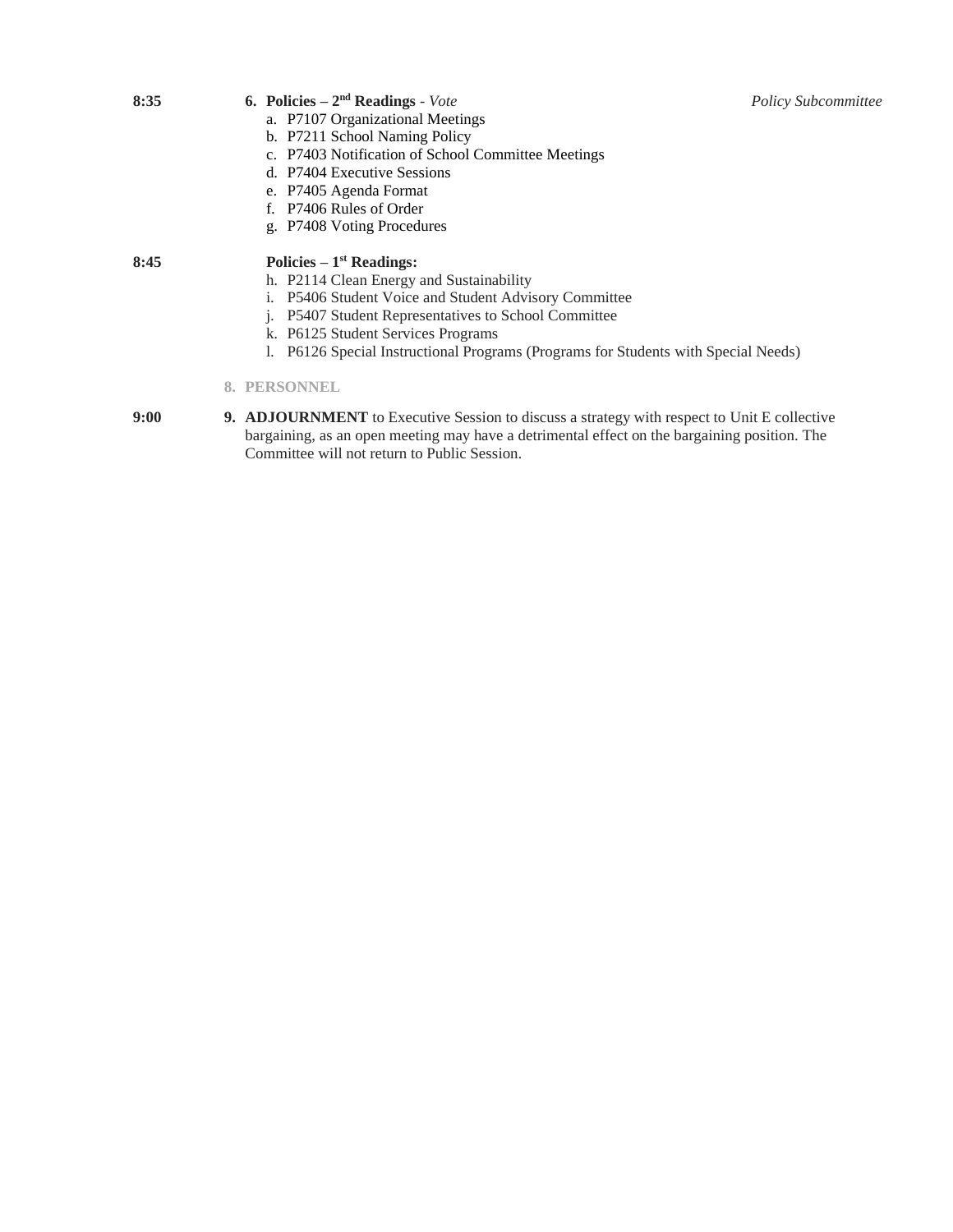**8:35** **6. Policies – 2nd Readings** - *Vote* *Policy Subcommittee*

a. P7107 Organizational Meetings
b. P7211 School Naming Policy
c. P7403 Notification of School Committee Meetings
d. P7404 Executive Sessions
e. P7405 Agenda Format
f. P7406 Rules of Order
g. P7408 Voting Procedures

**8:45** **Policies – 1st Readings:**

h. P2114 Clean Energy and Sustainability
i. P5406 Student Voice and Student Advisory Committee
j. P5407 Student Representatives to School Committee
k. P6125 Student Services Programs
l. P6126 Special Instructional Programs (Programs for Students with Special Needs)

**8. PERSONNEL**

**9:00** **9. ADJOURNMENT** to Executive Session to discuss a strategy with respect to Unit E collective bargaining, as an open meeting may have a detrimental effect on the bargaining position. The Committee will not return to Public Session.